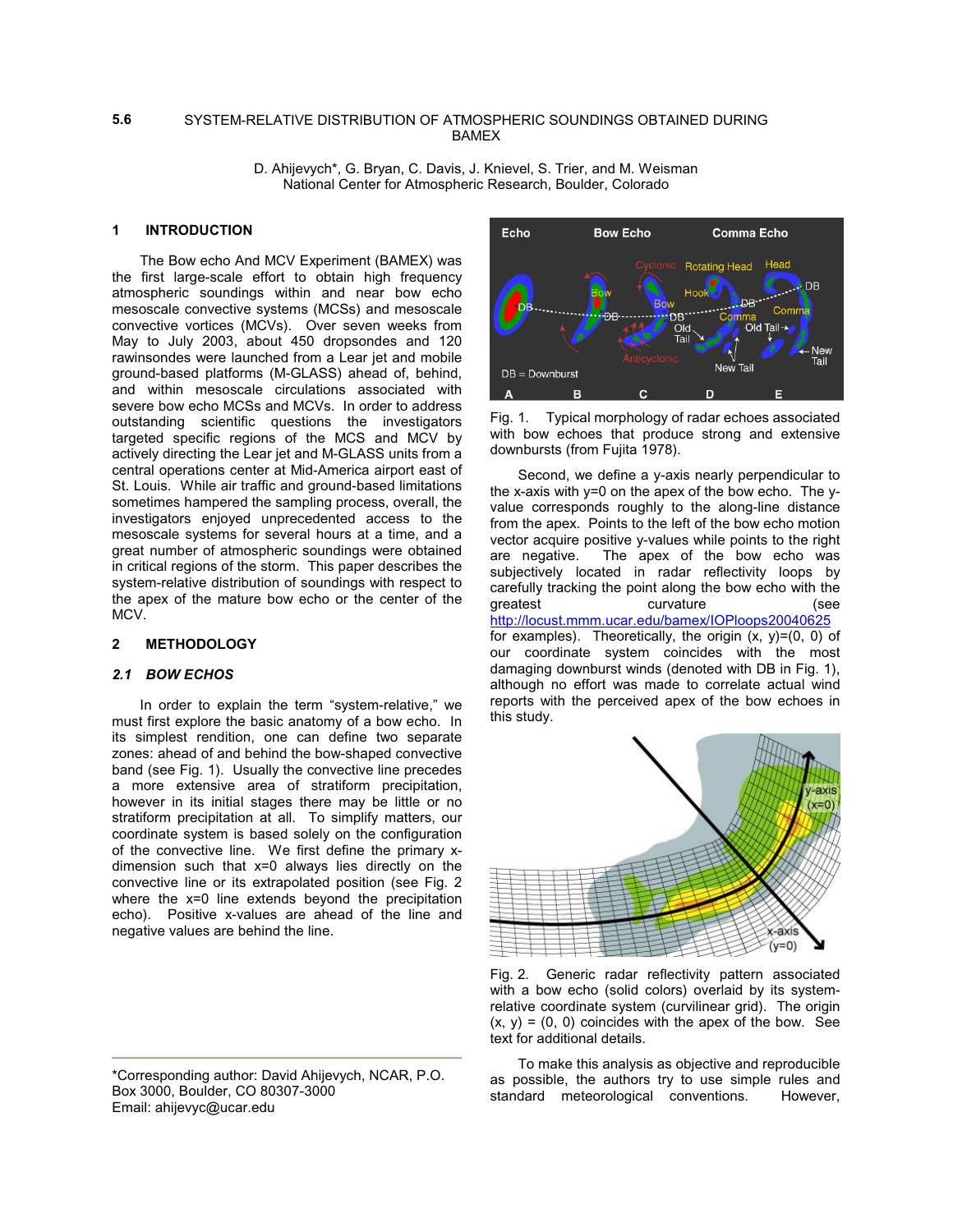# 5.6 SYSTEM-RELATIVE DISTRIBUTION OF ATMOSPHERIC SOUNDINGS OBTAINED DURING BAMEX

D. Ahijevych*, G. Bryan, C. Davis, J. Knievel, S. Trier, and M. Weisman
National Center for Atmospheric Research, Boulder, Colorado

## 1 INTRODUCTION

The Bow echo And MCV Experiment (BAMEX) was the first large-scale effort to obtain high frequency atmospheric soundings within and near bow echo mesoscale convective systems (MCSs) and mesoscale convective vortices (MCVs). Over seven weeks from May to July 2003, about 450 dropsondes and 120 rawinsondes were launched from a Lear jet and mobile ground-based platforms (M-GLASS) ahead of, behind, and within mesoscale circulations associated with severe bow echo MCSs and MCVs. In order to address outstanding scientific questions the investigators targeted specific regions of the MCS and MCV by actively directing the Lear jet and M-GLASS units from a central operations center at Mid-America airport east of St. Louis. While air traffic and ground-based limitations sometimes hampered the sampling process, overall, the investigators enjoyed unprecedented access to the mesoscale systems for several hours at a time, and a great number of atmospheric soundings were obtained in critical regions of the storm. This paper describes the system-relative distribution of soundings with respect to the apex of the mature bow echo or the center of the MCV.

## 2 METHODOLOGY

### *2.1 BOW ECHOS*

In order to explain the term "system-relative," we must first explore the basic anatomy of a bow echo. In its simplest rendition, one can define two separate zones: ahead of and behind the bow-shaped convective band (see Fig. 1). Usually the convective line precedes a more extensive area of stratiform precipitation, however in its initial stages there may be little or no stratiform precipitation at all. To simplify matters, our coordinate system is based solely on the configuration of the convective line. We first define the primary x-dimension such that x=0 always lies directly on the convective line or its extrapolated position (see Fig. 2 where the x=0 line extends beyond the precipitation echo). Positive x-values are ahead of the line and negative values are behind the line.

Fig. 1. Typical morphology of radar echoes associated with bow echoes that produce strong and extensive downbursts (from Fujita 1978).

Second, we define a y-axis nearly perpendicular to the x-axis with y=0 on the apex of the bow echo. The y-value corresponds roughly to the along-line distance from the apex. Points to the left of the bow echo motion vector acquire positive y-values while points to the right are negative. The apex of the bow echo was subjectively located in radar reflectivity loops by carefully tracking the point along the bow echo with the greatest curvature (see http://locust.mmm.ucar.edu/bamex/IOPloops20040625 for examples). Theoretically, the origin (x, y)=(0, 0) of our coordinate system coincides with the most damaging downburst winds (denoted with DB in Fig. 1), although no effort was made to correlate actual wind reports with the perceived apex of the bow echoes in this study.

Fig. 2. Generic radar reflectivity pattern associated with a bow echo (solid colors) overlaid by its system-relative coordinate system (curvilinear grid). The origin (x, y) = (0, 0) coincides with the apex of the bow. See text for additional details.

To make this analysis as objective and reproducible as possible, the authors try to use simple rules and standard meteorological conventions. However,

*Corresponding author: David Ahijevych, NCAR, P.O. Box 3000, Boulder, CO 80307-3000
Email: ahijevyc@ucar.edu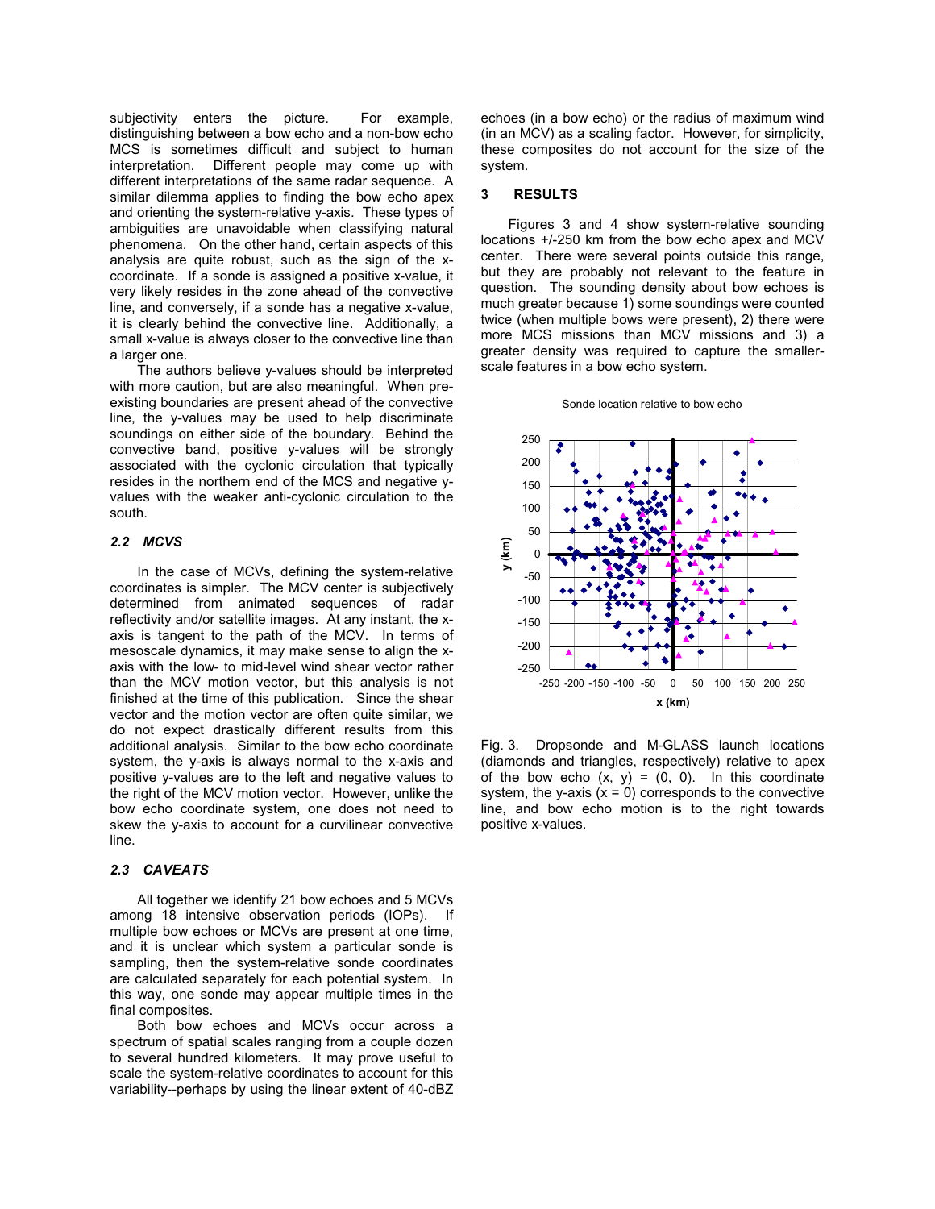subjectivity enters the picture. For example, distinguishing between a bow echo and a non-bow echo MCS is sometimes difficult and subject to human interpretation. Different people may come up with different interpretations of the same radar sequence. A similar dilemma applies to finding the bow echo apex and orienting the system-relative y-axis. These types of ambiguities are unavoidable when classifying natural phenomena. On the other hand, certain aspects of this analysis are quite robust, such as the sign of the x-coordinate. If a sonde is assigned a positive x-value, it very likely resides in the zone ahead of the convective line, and conversely, if a sonde has a negative x-value, it is clearly behind the convective line. Additionally, a small x-value is always closer to the convective line than a larger one.

The authors believe y-values should be interpreted with more caution, but are also meaningful. When pre-existing boundaries are present ahead of the convective line, the y-values may be used to help discriminate soundings on either side of the boundary. Behind the convective band, positive y-values will be strongly associated with the cyclonic circulation that typically resides in the northern end of the MCS and negative y-values with the weaker anti-cyclonic circulation to the south.

### *2.2 MCVS*

In the case of MCVs, defining the system-relative coordinates is simpler. The MCV center is subjectively determined from animated sequences of radar reflectivity and/or satellite images. At any instant, the x-axis is tangent to the path of the MCV. In terms of mesoscale dynamics, it may make sense to align the x-axis with the low- to mid-level wind shear vector rather than the MCV motion vector, but this analysis is not finished at the time of this publication. Since the shear vector and the motion vector are often quite similar, we do not expect drastically different results from this additional analysis. Similar to the bow echo coordinate system, the y-axis is always normal to the x-axis and positive y-values are to the left and negative values to the right of the MCV motion vector. However, unlike the bow echo coordinate system, one does not need to skew the y-axis to account for a curvilinear convective line.

### *2.3 CAVEATS*

All together we identify 21 bow echoes and 5 MCVs among 18 intensive observation periods (IOPs). If multiple bow echoes or MCVs are present at one time, and it is unclear which system a particular sonde is sampling, then the system-relative sonde coordinates are calculated separately for each potential system. In this way, one sonde may appear multiple times in the final composites.

Both bow echoes and MCVs occur across a spectrum of spatial scales ranging from a couple dozen to several hundred kilometers. It may prove useful to scale the system-relative coordinates to account for this variability--perhaps by using the linear extent of 40-dBZ echoes (in a bow echo) or the radius of maximum wind (in an MCV) as a scaling factor. However, for simplicity, these composites do not account for the size of the system.

## 3 RESULTS

Figures 3 and 4 show system-relative sounding locations +/-250 km from the bow echo apex and MCV center. There were several points outside this range, but they are probably not relevant to the feature in question. The sounding density about bow echoes is much greater because 1) some soundings were counted twice (when multiple bows were present), 2) there were more MCS missions than MCV missions and 3) a greater density was required to capture the smaller-scale features in a bow echo system.

Fig. 3. Dropsonde and M-GLASS launch locations (diamonds and triangles, respectively) relative to apex of the bow echo $(x, y) = (0, 0)$. In this coordinate system, the y-axis $(x = 0)$ corresponds to the convective line, and bow echo motion is to the right towards positive x-values.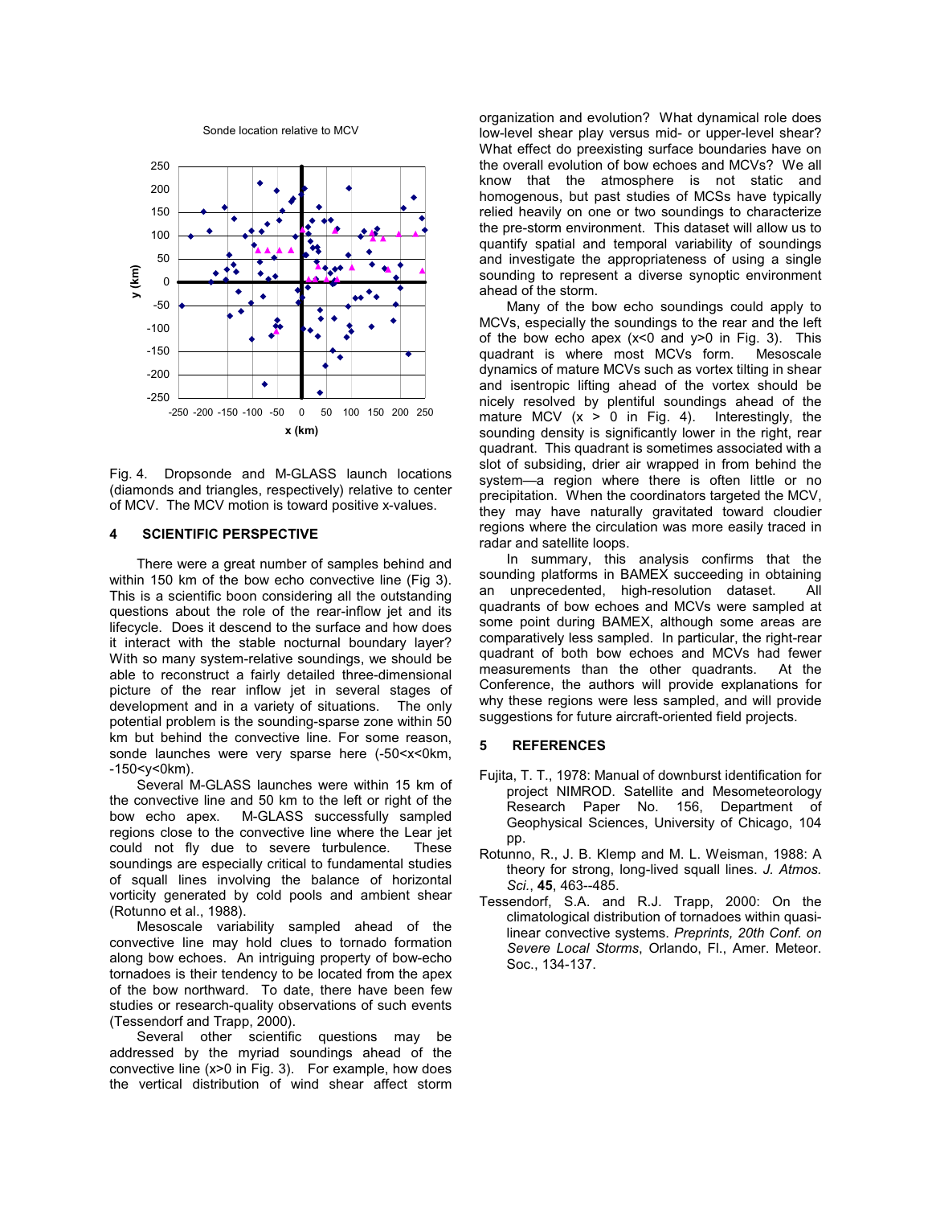Sonde location relative to MCV

250
200
150
100
50
0
-50
-100
-150
-200
-250

y (km)

-250 -200 -150 -100 -50 0 50 100 150 200 250

x (km)

Fig. 4. Dropsonde and M-GLASS launch locations (diamonds and triangles, respectively) relative to center of MCV. The MCV motion is toward positive x-values.

## 4 SCIENTIFIC PERSPECTIVE

There were a great number of samples behind and within 150 km of the bow echo convective line (Fig 3). This is a scientific boon considering all the outstanding questions about the role of the rear-inflow jet and its lifecycle. Does it descend to the surface and how does it interact with the stable nocturnal boundary layer? With so many system-relative soundings, we should be able to reconstruct a fairly detailed three-dimensional picture of the rear inflow jet in several stages of development and in a variety of situations. The only potential problem is the sounding-sparse zone within 50 km but behind the convective line. For some reason, sonde launches were very sparse here (-50<x<0km, -150<y<0km).

Several M-GLASS launches were within 15 km of the convective line and 50 km to the left or right of the bow echo apex. M-GLASS successfully sampled regions close to the convective line where the Lear jet could not fly due to severe turbulence. These soundings are especially critical to fundamental studies of squall lines involving the balance of horizontal vorticity generated by cold pools and ambient shear (Rotunno et al., 1988).

Mesoscale variability sampled ahead of the convective line may hold clues to tornado formation along bow echoes. An intriguing property of bow-echo tornadoes is their tendency to be located from the apex of the bow northward. To date, there have been few studies or research-quality observations of such events (Tessendorf and Trapp, 2000).

Several other scientific questions may be addressed by the myriad soundings ahead of the convective line (x>0 in Fig. 3). For example, how does the vertical distribution of wind shear affect storm organization and evolution? What dynamical role does low-level shear play versus mid- or upper-level shear? What effect do preexisting surface boundaries have on the overall evolution of bow echoes and MCVs? We all know that the atmosphere is not static and homogenous, but past studies of MCSs have typically relied heavily on one or two soundings to characterize the pre-storm environment. This dataset will allow us to quantify spatial and temporal variability of soundings and investigate the appropriateness of using a single sounding to represent a diverse synoptic environment ahead of the storm.

Many of the bow echo soundings could apply to MCVs, especially the soundings to the rear and the left of the bow echo apex (x<0 and y>0 in Fig. 3). This quadrant is where most MCVs form. Mesoscale dynamics of mature MCVs such as vortex tilting in shear and isentropic lifting ahead of the vortex should be nicely resolved by plentiful soundings ahead of the mature MCV (x > 0 in Fig. 4). Interestingly, the sounding density is significantly lower in the right, rear quadrant. This quadrant is sometimes associated with a slot of subsiding, drier air wrapped in from behind the system—a region where there is often little or no precipitation. When the coordinators targeted the MCV, they may have naturally gravitated toward cloudier regions where the circulation was more easily traced in radar and satellite loops.

In summary, this analysis confirms that the sounding platforms in BAMEX succeeding in obtaining an unprecedented, high-resolution dataset. All quadrants of bow echoes and MCVs were sampled at some point during BAMEX, although some areas are comparatively less sampled. In particular, the right-rear quadrant of both bow echoes and MCVs had fewer measurements than the other quadrants. At the Conference, the authors will provide explanations for why these regions were less sampled, and will provide suggestions for future aircraft-oriented field projects.

## 5 REFERENCES

Fujita, T. T., 1978: Manual of downburst identification for project NIMROD. Satellite and Mesometeorology Research Paper No. 156, Department of Geophysical Sciences, University of Chicago, 104 pp.

Rotunno, R., J. B. Klemp and M. L. Weisman, 1988: A theory for strong, long-lived squall lines. *J. Atmos. Sci.*, **45**, 463--485.

Tessendorf, S.A. and R.J. Trapp, 2000: On the climatological distribution of tornadoes within quasi-linear convective systems. *Preprints, 20th Conf. on Severe Local Storms*, Orlando, Fl., Amer. Meteor. Soc., 134-137.